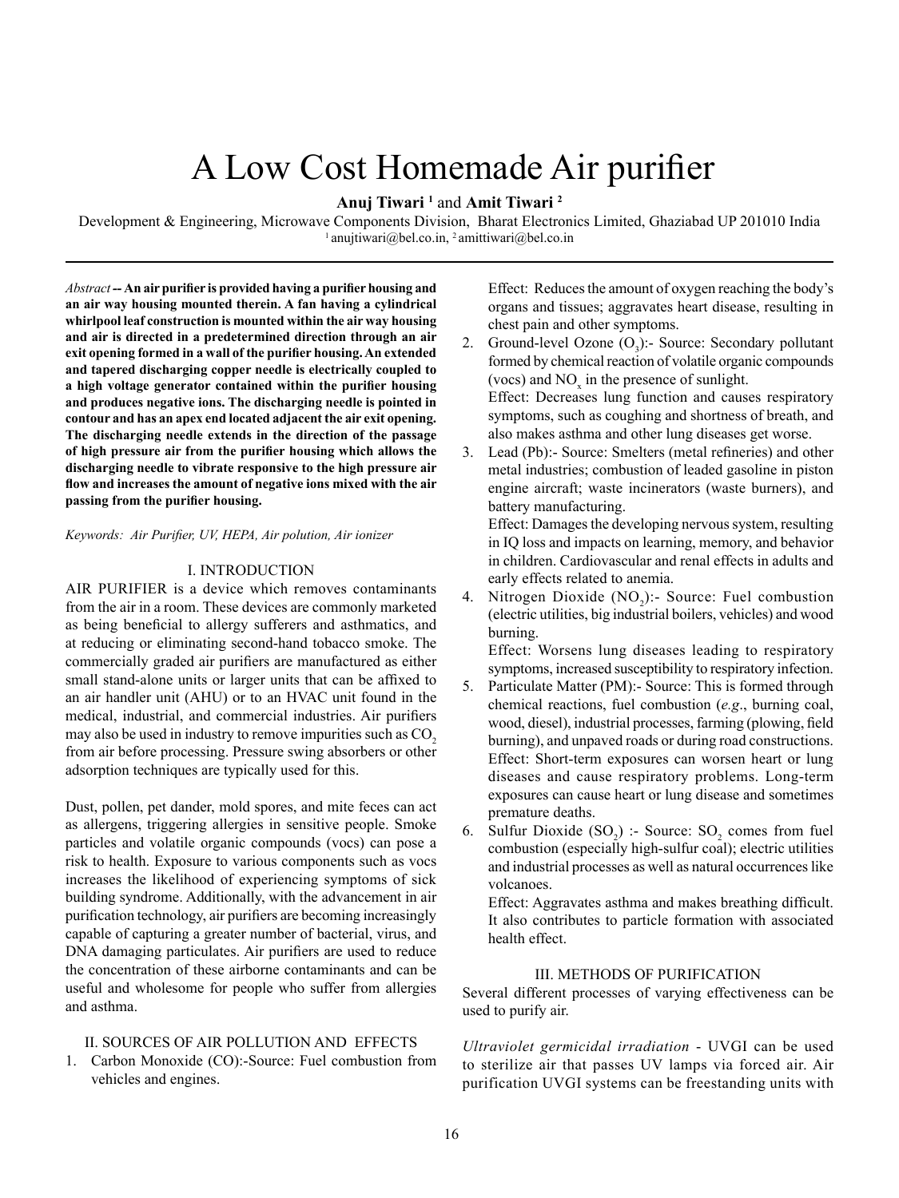# A Low Cost Homemade Air purifier

**Anuj Tiwari** [1] and **Amit Tiwari** [2]

Development & Engineering, Microwave Components Division, Bharat Electronics Limited, Ghaziabad UP 201010 India

[1] anujtiwari@bel.co.in, [2] amittiwari@bel.co.in

*Abstract* -- **An air purifier is provided having a purifier housing and an air way housing mounted therein. A fan having a cylindrical whirlpool leaf construction is mounted within the air way housing and air is directed in a predetermined direction through an air exit opening formed in a wall of the purifier housing. An extended and tapered discharging copper needle is electrically coupled to a high voltage generator contained within the purifier housing and produces negative ions. The discharging needle is pointed in contour and has an apex end located adjacent the air exit opening. The discharging needle extends in the direction of the passage of high pressure air from the purifier housing which allows the discharging needle to vibrate responsive to the high pressure air flow and increases the amount of negative ions mixed with the air passing from the purifier housing.**

*Keywords: Air Purifier, UV, HEPA, Air polution, Air ionizer*

## I. INTRODUCTION

AIR PURIFIER is a device which removes contaminants from the air in a room. These devices are commonly marketed as being beneficial to allergy sufferers and asthmatics, and at reducing or eliminating second-hand tobacco smoke. The commercially graded air purifiers are manufactured as either small stand-alone units or larger units that can be affixed to an air handler unit (AHU) or to an HVAC unit found in the medical, industrial, and commercial industries. Air purifiers may also be used in industry to remove impurities such as $CO_2$ from air before processing. Pressure swing absorbers or other adsorption techniques are typically used for this.

Dust, pollen, pet dander, mold spores, and mite feces can act as allergens, triggering allergies in sensitive people. Smoke particles and volatile organic compounds (vocs) can pose a risk to health. Exposure to various components such as vocs increases the likelihood of experiencing symptoms of sick building syndrome. Additionally, with the advancement in air purification technology, air purifiers are becoming increasingly capable of capturing a greater number of bacterial, virus, and DNA damaging particulates. Air purifiers are used to reduce the concentration of these airborne contaminants and can be useful and wholesome for people who suffer from allergies and asthma.

## II. SOURCES OF AIR POLLUTION AND EFFECTS

1. Carbon Monoxide (CO):-Source: Fuel combustion from vehicles and engines.

   Effect: Reduces the amount of oxygen reaching the body's organs and tissues; aggravates heart disease, resulting in chest pain and other symptoms.

2. Ground-level Ozone ($O_3$):- Source: Secondary pollutant formed by chemical reaction of volatile organic compounds (vocs) and $NO_x$ in the presence of sunlight.

   Effect: Decreases lung function and causes respiratory symptoms, such as coughing and shortness of breath, and also makes asthma and other lung diseases get worse.

3. Lead (Pb):- Source: Smelters (metal refineries) and other metal industries; combustion of leaded gasoline in piston engine aircraft; waste incinerators (waste burners), and battery manufacturing.

   Effect: Damages the developing nervous system, resulting in IQ loss and impacts on learning, memory, and behavior in children. Cardiovascular and renal effects in adults and early effects related to anemia.

4. Nitrogen Dioxide ($NO_2$):- Source: Fuel combustion (electric utilities, big industrial boilers, vehicles) and wood burning.

   Effect: Worsens lung diseases leading to respiratory symptoms, increased susceptibility to respiratory infection.

5. Particulate Matter (PM):- Source: This is formed through chemical reactions, fuel combustion (*e.g*., burning coal, wood, diesel), industrial processes, farming (plowing, field burning), and unpaved roads or during road constructions.

   Effect: Short-term exposures can worsen heart or lung diseases and cause respiratory problems. Long-term exposures can cause heart or lung disease and sometimes premature deaths.

6. Sulfur Dioxide ($SO_2$) :- Source: $SO_2$ comes from fuel combustion (especially high-sulfur coal); electric utilities and industrial processes as well as natural occurrences like volcanoes.

   Effect: Aggravates asthma and makes breathing difficult. It also contributes to particle formation with associated health effect.

## III. METHODS OF PURIFICATION

Several different processes of varying effectiveness can be used to purify air.

*Ultraviolet germicidal irradiation* - UVGI can be used to sterilize air that passes UV lamps via forced air. Air purification UVGI systems can be freestanding units with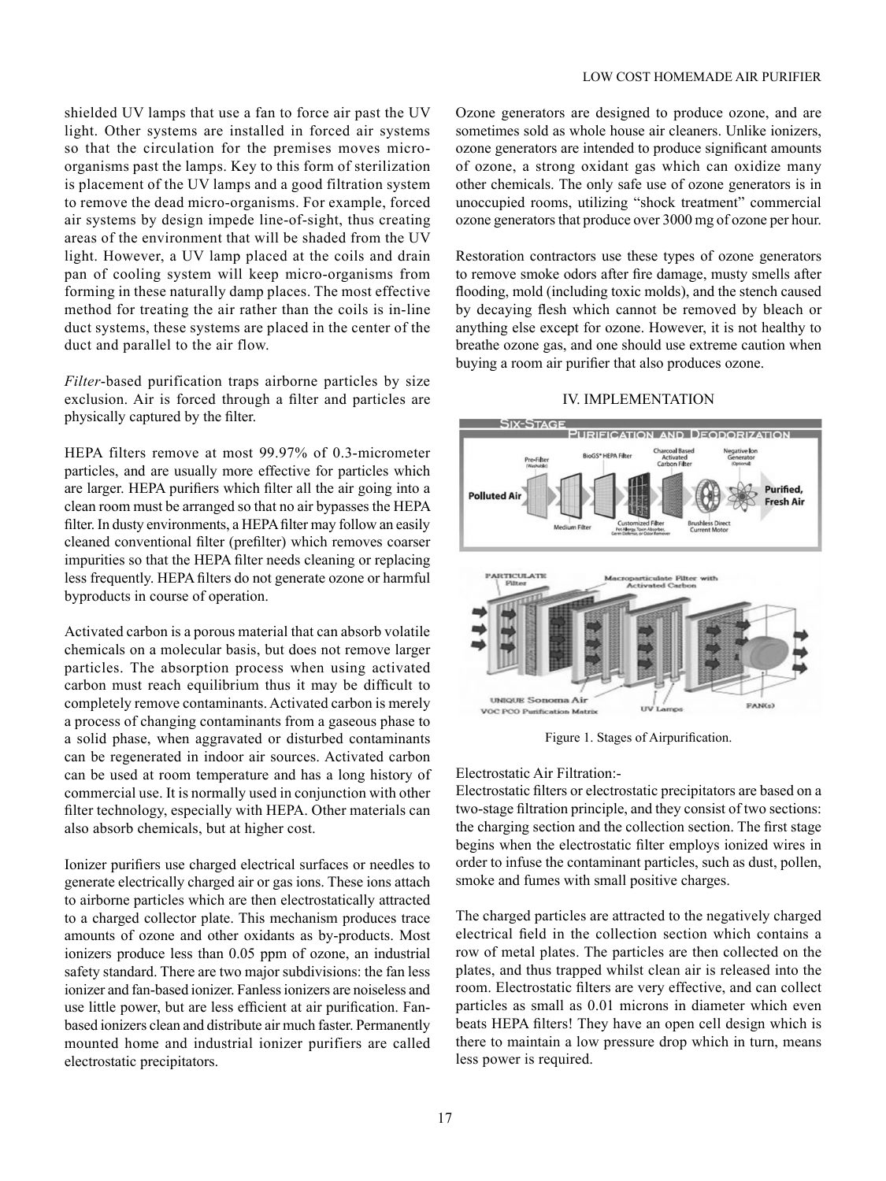shielded UV lamps that use a fan to force air past the UV light. Other systems are installed in forced air systems so that the circulation for the premises moves micro-organisms past the lamps. Key to this form of sterilization is placement of the UV lamps and a good filtration system to remove the dead micro-organisms. For example, forced air systems by design impede line-of-sight, thus creating areas of the environment that will be shaded from the UV light. However, a UV lamp placed at the coils and drain pan of cooling system will keep micro-organisms from forming in these naturally damp places. The most effective method for treating the air rather than the coils is in-line duct systems, these systems are placed in the center of the duct and parallel to the air flow.

*Filter*-based purification traps airborne particles by size exclusion. Air is forced through a filter and particles are physically captured by the filter.

HEPA filters remove at most 99.97% of 0.3-micrometer particles, and are usually more effective for particles which are larger. HEPA purifiers which filter all the air going into a clean room must be arranged so that no air bypasses the HEPA filter. In dusty environments, a HEPA filter may follow an easily cleaned conventional filter (prefilter) which removes coarser impurities so that the HEPA filter needs cleaning or replacing less frequently. HEPA filters do not generate ozone or harmful byproducts in course of operation.

Activated carbon is a porous material that can absorb volatile chemicals on a molecular basis, but does not remove larger particles. The absorption process when using activated carbon must reach equilibrium thus it may be difficult to completely remove contaminants. Activated carbon is merely a process of changing contaminants from a gaseous phase to a solid phase, when aggravated or disturbed contaminants can be regenerated in indoor air sources. Activated carbon can be used at room temperature and has a long history of commercial use. It is normally used in conjunction with other filter technology, especially with HEPA. Other materials can also absorb chemicals, but at higher cost.

Ionizer purifiers use charged electrical surfaces or needles to generate electrically charged air or gas ions. These ions attach to airborne particles which are then electrostatically attracted to a charged collector plate. This mechanism produces trace amounts of ozone and other oxidants as by-products. Most ionizers produce less than 0.05 ppm of ozone, an industrial safety standard. There are two major subdivisions: the fan less ionizer and fan-based ionizer. Fanless ionizers are noiseless and use little power, but are less efficient at air purification. Fan-based ionizers clean and distribute air much faster. Permanently mounted home and industrial ionizer purifiers are called electrostatic precipitators.

Ozone generators are designed to produce ozone, and are sometimes sold as whole house air cleaners. Unlike ionizers, ozone generators are intended to produce significant amounts of ozone, a strong oxidant gas which can oxidize many other chemicals. The only safe use of ozone generators is in unoccupied rooms, utilizing "shock treatment" commercial ozone generators that produce over 3000 mg of ozone per hour.

Restoration contractors use these types of ozone generators to remove smoke odors after fire damage, musty smells after flooding, mold (including toxic molds), and the stench caused by decaying flesh which cannot be removed by bleach or anything else except for ozone. However, it is not healthy to breathe ozone gas, and one should use extreme caution when buying a room air purifier that also produces ozone.

## IV. IMPLEMENTATION

Figure 1. Stages of Airpurification.

Electrostatic Air Filtration:-

Electrostatic filters or electrostatic precipitators are based on a two-stage filtration principle, and they consist of two sections: the charging section and the collection section. The first stage begins when the electrostatic filter employs ionized wires in order to infuse the contaminant particles, such as dust, pollen, smoke and fumes with small positive charges.

The charged particles are attracted to the negatively charged electrical field in the collection section which contains a row of metal plates. The particles are then collected on the plates, and thus trapped whilst clean air is released into the room. Electrostatic filters are very effective, and can collect particles as small as 0.01 microns in diameter which even beats HEPA filters! They have an open cell design which is there to maintain a low pressure drop which in turn, means less power is required.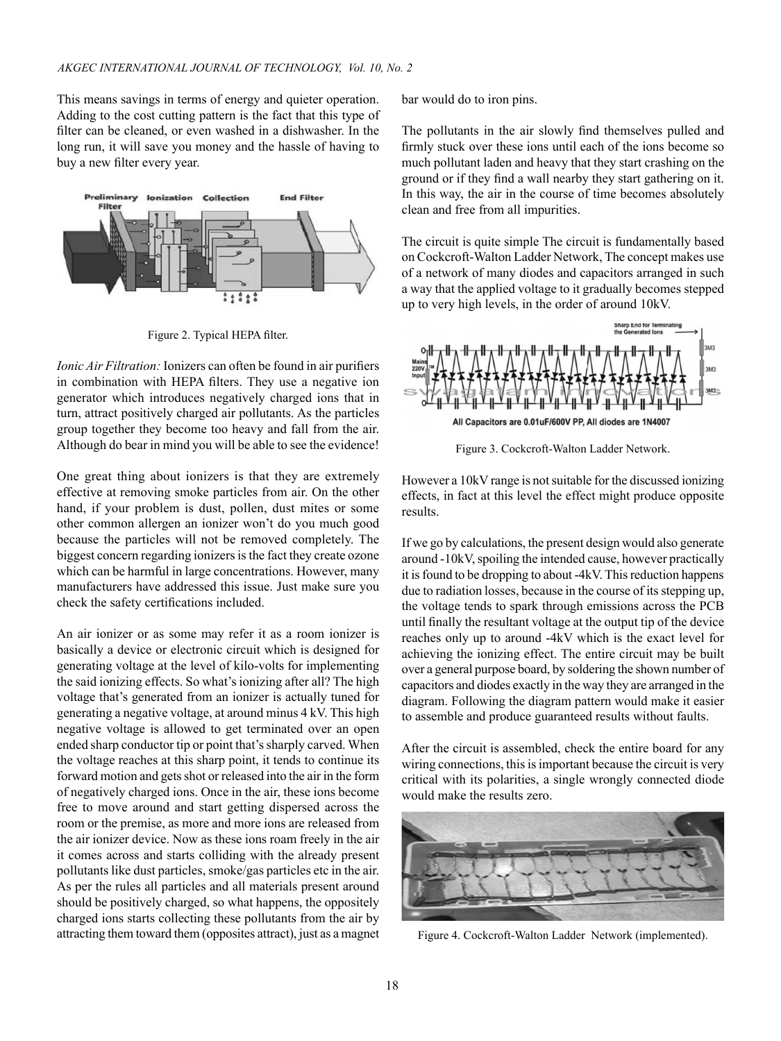This means savings in terms of energy and quieter operation. Adding to the cost cutting pattern is the fact that this type of filter can be cleaned, or even washed in a dishwasher. In the long run, it will save you money and the hassle of having to buy a new filter every year.

Figure 2. Typical HEPA filter.

*Ionic Air Filtration:* Ionizers can often be found in air purifiers in combination with HEPA filters. They use a negative ion generator which introduces negatively charged ions that in turn, attract positively charged air pollutants. As the particles group together they become too heavy and fall from the air. Although do bear in mind you will be able to see the evidence!

One great thing about ionizers is that they are extremely effective at removing smoke particles from air. On the other hand, if your problem is dust, pollen, dust mites or some other common allergen an ionizer won't do you much good because the particles will not be removed completely. The biggest concern regarding ionizers is the fact they create ozone which can be harmful in large concentrations. However, many manufacturers have addressed this issue. Just make sure you check the safety certifications included.

An air ionizer or as some may refer it as a room ionizer is basically a device or electronic circuit which is designed for generating voltage at the level of kilo-volts for implementing the said ionizing effects. So what's ionizing after all? The high voltage that's generated from an ionizer is actually tuned for generating a negative voltage, at around minus 4 kV. This high negative voltage is allowed to get terminated over an open ended sharp conductor tip or point that's sharply carved. When the voltage reaches at this sharp point, it tends to continue its forward motion and gets shot or released into the air in the form of negatively charged ions. Once in the air, these ions become free to move around and start getting dispersed across the room or the premise, as more and more ions are released from the air ionizer device. Now as these ions roam freely in the air it comes across and starts colliding with the already present pollutants like dust particles, smoke/gas particles etc in the air. As per the rules all particles and all materials present around should be positively charged, so what happens, the oppositely charged ions starts collecting these pollutants from the air by attracting them toward them (opposites attract), just as a magnet bar would do to iron pins.

The pollutants in the air slowly find themselves pulled and firmly stuck over these ions until each of the ions become so much pollutant laden and heavy that they start crashing on the ground or if they find a wall nearby they start gathering on it. In this way, the air in the course of time becomes absolutely clean and free from all impurities.

The circuit is quite simple The circuit is fundamentally based on Cockcroft-Walton Ladder Network, The concept makes use of a network of many diodes and capacitors arranged in such a way that the applied voltage to it gradually becomes stepped up to very high levels, in the order of around 10kV.

Figure 3. Cockcroft-Walton Ladder Network.

However a 10kV range is not suitable for the discussed ionizing effects, in fact at this level the effect might produce opposite results.

If we go by calculations, the present design would also generate around -10kV, spoiling the intended cause, however practically it is found to be dropping to about -4kV. This reduction happens due to radiation losses, because in the course of its stepping up, the voltage tends to spark through emissions across the PCB until finally the resultant voltage at the output tip of the device reaches only up to around -4kV which is the exact level for achieving the ionizing effect. The entire circuit may be built over a general purpose board, by soldering the shown number of capacitors and diodes exactly in the way they are arranged in the diagram. Following the diagram pattern would make it easier to assemble and produce guaranteed results without faults.

After the circuit is assembled, check the entire board for any wiring connections, this is important because the circuit is very critical with its polarities, a single wrongly connected diode would make the results zero.

Figure 4. Cockcroft-Walton Ladder Network (implemented).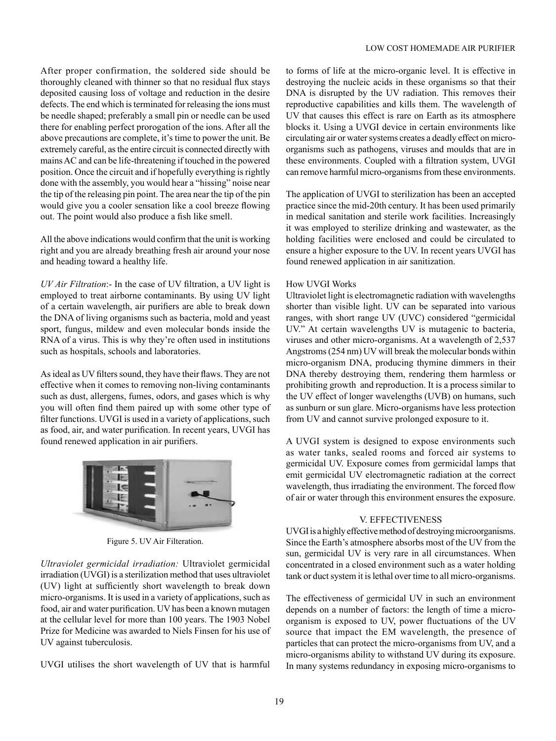After proper confirmation, the soldered side should be thoroughly cleaned with thinner so that no residual flux stays deposited causing loss of voltage and reduction in the desire defects. The end which is terminated for releasing the ions must be needle shaped; preferably a small pin or needle can be used there for enabling perfect prorogation of the ions. After all the above precautions are complete, it's time to power the unit. Be extremely careful, as the entire circuit is connected directly with mains AC and can be life-threatening if touched in the powered position. Once the circuit and if hopefully everything is rightly done with the assembly, you would hear a "hissing" noise near the tip of the releasing pin point. The area near the tip of the pin would give you a cooler sensation like a cool breeze flowing out. The point would also produce a fish like smell.

All the above indications would confirm that the unit is working right and you are already breathing fresh air around your nose and heading toward a healthy life.

*UV Air Filtration*:- In the case of UV filtration, a UV light is employed to treat airborne contaminants. By using UV light of a certain wavelength, air purifiers are able to break down the DNA of living organisms such as bacteria, mold and yeast sport, fungus, mildew and even molecular bonds inside the RNA of a virus. This is why they're often used in institutions such as hospitals, schools and laboratories.

As ideal as UV filters sound, they have their flaws. They are not effective when it comes to removing non-living contaminants such as dust, allergens, fumes, odors, and gases which is why you will often find them paired up with some other type of filter functions. UVGI is used in a variety of applications, such as food, air, and water purification. In recent years, UVGI has found renewed application in air purifiers.

Figure 5. UV Air Filteration.

*Ultraviolet germicidal irradiation:* Ultraviolet germicidal irradiation (UVGI) is a sterilization method that uses ultraviolet (UV) light at sufficiently short wavelength to break down micro-organisms. It is used in a variety of applications, such as food, air and water purification. UV has been a known mutagen at the cellular level for more than 100 years. The 1903 Nobel Prize for Medicine was awarded to Niels Finsen for his use of UV against tuberculosis.

UVGI utilises the short wavelength of UV that is harmful to forms of life at the micro-organic level. It is effective in destroying the nucleic acids in these organisms so that their DNA is disrupted by the UV radiation. This removes their reproductive capabilities and kills them. The wavelength of UV that causes this effect is rare on Earth as its atmosphere blocks it. Using a UVGI device in certain environments like circulating air or water systems creates a deadly effect on micro-organisms such as pathogens, viruses and moulds that are in these environments. Coupled with a filtration system, UVGI can remove harmful micro-organisms from these environments.

The application of UVGI to sterilization has been an accepted practice since the mid-20th century. It has been used primarily in medical sanitation and sterile work facilities. Increasingly it was employed to sterilize drinking and wastewater, as the holding facilities were enclosed and could be circulated to ensure a higher exposure to the UV. In recent years UVGI has found renewed application in air sanitization.

How UVGI Works

Ultraviolet light is electromagnetic radiation with wavelengths shorter than visible light. UV can be separated into various ranges, with short range UV (UVC) considered "germicidal UV." At certain wavelengths UV is mutagenic to bacteria, viruses and other micro-organisms. At a wavelength of 2,537 Angstroms (254 nm) UV will break the molecular bonds within micro-organism DNA, producing thymine dimmers in their DNA thereby destroying them, rendering them harmless or prohibiting growth and reproduction. It is a process similar to the UV effect of longer wavelengths (UVB) on humans, such as sunburn or sun glare. Micro-organisms have less protection from UV and cannot survive prolonged exposure to it.

A UVGI system is designed to expose environments such as water tanks, sealed rooms and forced air systems to germicidal UV. Exposure comes from germicidal lamps that emit germicidal UV electromagnetic radiation at the correct wavelength, thus irradiating the environment. The forced flow of air or water through this environment ensures the exposure.

## V. EFFECTIVENESS

UVGI is a highly effective method of destroying microorganisms. Since the Earth's atmosphere absorbs most of the UV from the sun, germicidal UV is very rare in all circumstances. When concentrated in a closed environment such as a water holding tank or duct system it is lethal over time to all micro-organisms.

The effectiveness of germicidal UV in such an environment depends on a number of factors: the length of time a micro-organism is exposed to UV, power fluctuations of the UV source that impact the EM wavelength, the presence of particles that can protect the micro-organisms from UV, and a micro-organisms ability to withstand UV during its exposure. In many systems redundancy in exposing micro-organisms to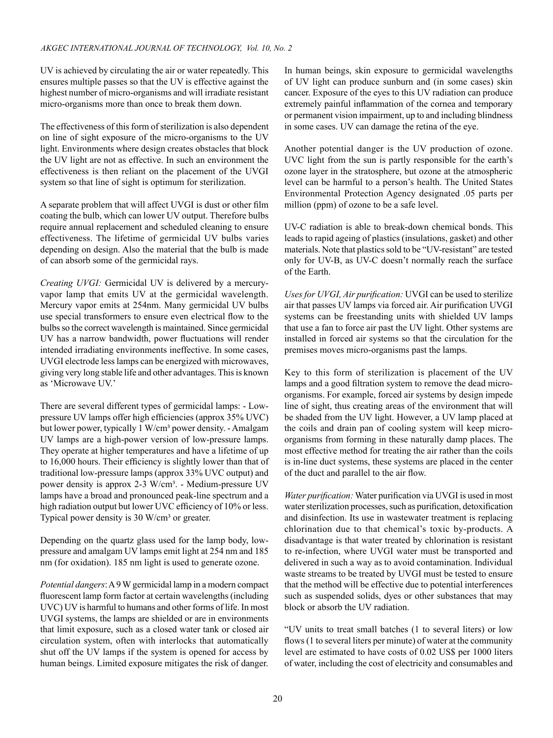UV is achieved by circulating the air or water repeatedly. This ensures multiple passes so that the UV is effective against the highest number of micro-organisms and will irradiate resistant micro-organisms more than once to break them down.

The effectiveness of this form of sterilization is also dependent on line of sight exposure of the micro-organisms to the UV light. Environments where design creates obstacles that block the UV light are not as effective. In such an environment the effectiveness is then reliant on the placement of the UVGI system so that line of sight is optimum for sterilization.

A separate problem that will affect UVGI is dust or other film coating the bulb, which can lower UV output. Therefore bulbs require annual replacement and scheduled cleaning to ensure effectiveness. The lifetime of germicidal UV bulbs varies depending on design. Also the material that the bulb is made of can absorb some of the germicidal rays.

*Creating UVGI:* Germicidal UV is delivered by a mercury-vapor lamp that emits UV at the germicidal wavelength. Mercury vapor emits at 254nm. Many germicidal UV bulbs use special transformers to ensure even electrical flow to the bulbs so the correct wavelength is maintained. Since germicidal UV has a narrow bandwidth, power fluctuations will render intended irradiating environments ineffective. In some cases, UVGI electrode less lamps can be energized with microwaves, giving very long stable life and other advantages. This is known as 'Microwave UV.'

There are several different types of germicidal lamps: - Low-pressure UV lamps offer high efficiencies (approx 35% UVC) but lower power, typically 1 W/cm³ power density. - Amalgam UV lamps are a high-power version of low-pressure lamps. They operate at higher temperatures and have a lifetime of up to 16,000 hours. Their efficiency is slightly lower than that of traditional low-pressure lamps (approx 33% UVC output) and power density is approx 2-3 W/cm³. - Medium-pressure UV lamps have a broad and pronounced peak-line spectrum and a high radiation output but lower UVC efficiency of 10% or less. Typical power density is 30 W/cm³ or greater.

Depending on the quartz glass used for the lamp body, low-pressure and amalgam UV lamps emit light at 254 nm and 185 nm (for oxidation). 185 nm light is used to generate ozone.

*Potential dangers*: A 9 W germicidal lamp in a modern compact fluorescent lamp form factor at certain wavelengths (including UVC) UV is harmful to humans and other forms of life. In most UVGI systems, the lamps are shielded or are in environments that limit exposure, such as a closed water tank or closed air circulation system, often with interlocks that automatically shut off the UV lamps if the system is opened for access by human beings. Limited exposure mitigates the risk of danger.

In human beings, skin exposure to germicidal wavelengths of UV light can produce sunburn and (in some cases) skin cancer. Exposure of the eyes to this UV radiation can produce extremely painful inflammation of the cornea and temporary or permanent vision impairment, up to and including blindness in some cases. UV can damage the retina of the eye.

Another potential danger is the UV production of ozone. UVC light from the sun is partly responsible for the earth's ozone layer in the stratosphere, but ozone at the atmospheric level can be harmful to a person's health. The United States Environmental Protection Agency designated .05 parts per million (ppm) of ozone to be a safe level.

UV-C radiation is able to break-down chemical bonds. This leads to rapid ageing of plastics (insulations, gasket) and other materials. Note that plastics sold to be "UV-resistant" are tested only for UV-B, as UV-C doesn't normally reach the surface of the Earth.

*Uses for UVGI, Air purification:* UVGI can be used to sterilize air that passes UV lamps via forced air. Air purification UVGI systems can be freestanding units with shielded UV lamps that use a fan to force air past the UV light. Other systems are installed in forced air systems so that the circulation for the premises moves micro-organisms past the lamps.

Key to this form of sterilization is placement of the UV lamps and a good filtration system to remove the dead micro-organisms. For example, forced air systems by design impede line of sight, thus creating areas of the environment that will be shaded from the UV light. However, a UV lamp placed at the coils and drain pan of cooling system will keep micro-organisms from forming in these naturally damp places. The most effective method for treating the air rather than the coils is in-line duct systems, these systems are placed in the center of the duct and parallel to the air flow.

*Water purification:* Water purification via UVGI is used in most water sterilization processes, such as purification, detoxification and disinfection. Its use in wastewater treatment is replacing chlorination due to that chemical's toxic by-products. A disadvantage is that water treated by chlorination is resistant to re-infection, where UVGI water must be transported and delivered in such a way as to avoid contamination. Individual waste streams to be treated by UVGI must be tested to ensure that the method will be effective due to potential interferences such as suspended solids, dyes or other substances that may block or absorb the UV radiation.

"UV units to treat small batches (1 to several liters) or low flows (1 to several liters per minute) of water at the community level are estimated to have costs of 0.02 US$ per 1000 liters of water, including the cost of electricity and consumables and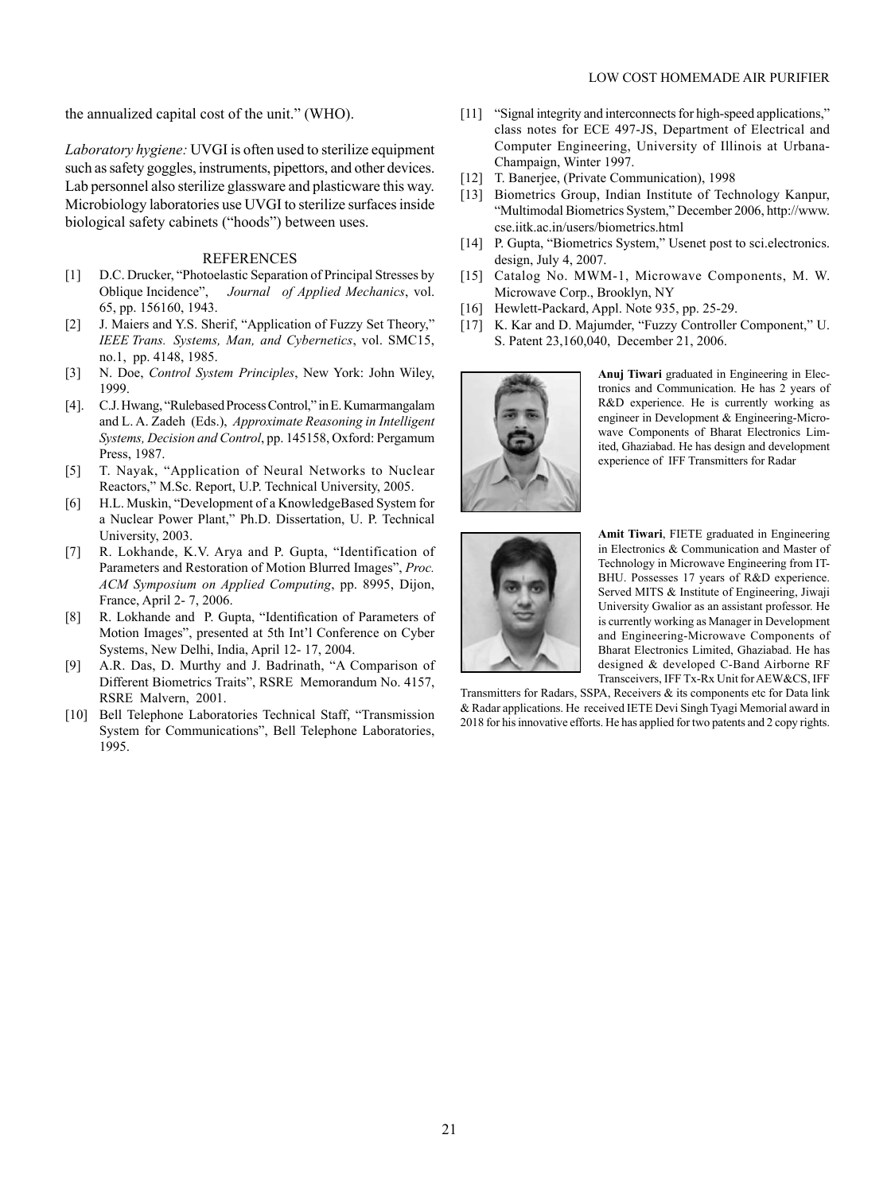the annualized capital cost of the unit." (WHO).

*Laboratory hygiene:* UVGI is often used to sterilize equipment such as safety goggles, instruments, pipettors, and other devices. Lab personnel also sterilize glassware and plasticware this way. Microbiology laboratories use UVGI to sterilize surfaces inside biological safety cabinets ("hoods") between uses.

## REFERENCES

[1] D.C. Drucker, "Photoelastic Separation of Principal Stresses by Oblique Incidence", *Journal of Applied Mechanics*, vol. 65, pp. 156160, 1943.

[2] J. Maiers and Y.S. Sherif, "Application of Fuzzy Set Theory," *IEEE Trans. Systems, Man, and Cybernetics*, vol. SMC15, no.1, pp. 4148, 1985.

[3] N. Doe, *Control System Principles*, New York: John Wiley, 1999.

[4]. C.J. Hwang, "Rulebased Process Control," in E. Kumarmangalam and L. A. Zadeh (Eds.), *Approximate Reasoning in Intelligent Systems, Decision and Control*, pp. 145158, Oxford: Pergamum Press, 1987.

[5] T. Nayak, "Application of Neural Networks to Nuclear Reactors," M.Sc. Report, U.P. Technical University, 2005.

[6] H.L. Muskin, "Development of a KnowledgeBased System for a Nuclear Power Plant," Ph.D. Dissertation, U. P. Technical University, 2003.

[7] R. Lokhande, K.V. Arya and P. Gupta, "Identification of Parameters and Restoration of Motion Blurred Images", *Proc. ACM Symposium on Applied Computing*, pp. 8995, Dijon, France, April 2- 7, 2006.

[8] R. Lokhande and P. Gupta, "Identification of Parameters of Motion Images", presented at 5th Int'l Conference on Cyber Systems, New Delhi, India, April 12- 17, 2004.

[9] A.R. Das, D. Murthy and J. Badrinath, "A Comparison of Different Biometrics Traits", RSRE Memorandum No. 4157, RSRE Malvern, 2001.

[10] Bell Telephone Laboratories Technical Staff, "Transmission System for Communications", Bell Telephone Laboratories, 1995.

[11] "Signal integrity and interconnects for high-speed applications," class notes for ECE 497-JS, Department of Electrical and Computer Engineering, University of Illinois at Urbana-Champaign, Winter 1997.

[12] T. Banerjee, (Private Communication), 1998

[13] Biometrics Group, Indian Institute of Technology Kanpur, "Multimodal Biometrics System," December 2006, http://www.cse.iitk.ac.in/users/biometrics.html

[14] P. Gupta, "Biometrics System," Usenet post to sci.electronics.design, July 4, 2007.

[15] Catalog No. MWM-1, Microwave Components, M. W. Microwave Corp., Brooklyn, NY

[16] Hewlett-Packard, Appl. Note 935, pp. 25-29.

[17] K. Kar and D. Majumder, "Fuzzy Controller Component," U. S. Patent 23,160,040, December 21, 2006.

**Anuj Tiwari** graduated in Engineering in Electronics and Communication. He has 2 years of R&D experience. He is currently working as engineer in Development & Engineering-Microwave Components of Bharat Electronics Limited, Ghaziabad. He has design and development experience of IFF Transmitters for Radar

**Amit Tiwari**, FIETE graduated in Engineering in Electronics & Communication and Master of Technology in Microwave Engineering from IT-BHU. Possesses 17 years of R&D experience. Served MITS & Institute of Engineering, Jiwaji University Gwalior as an assistant professor. He is currently working as Manager in Development and Engineering-Microwave Components of Bharat Electronics Limited, Ghaziabad. He has designed & developed C-Band Airborne RF Transceivers, IFF Tx-Rx Unit for AEW&CS, IFF Transmitters for Radars, SSPA, Receivers & its components etc for Data link & Radar applications. He received IETE Devi Singh Tyagi Memorial award in 2018 for his innovative efforts. He has applied for two patents and 2 copy rights.